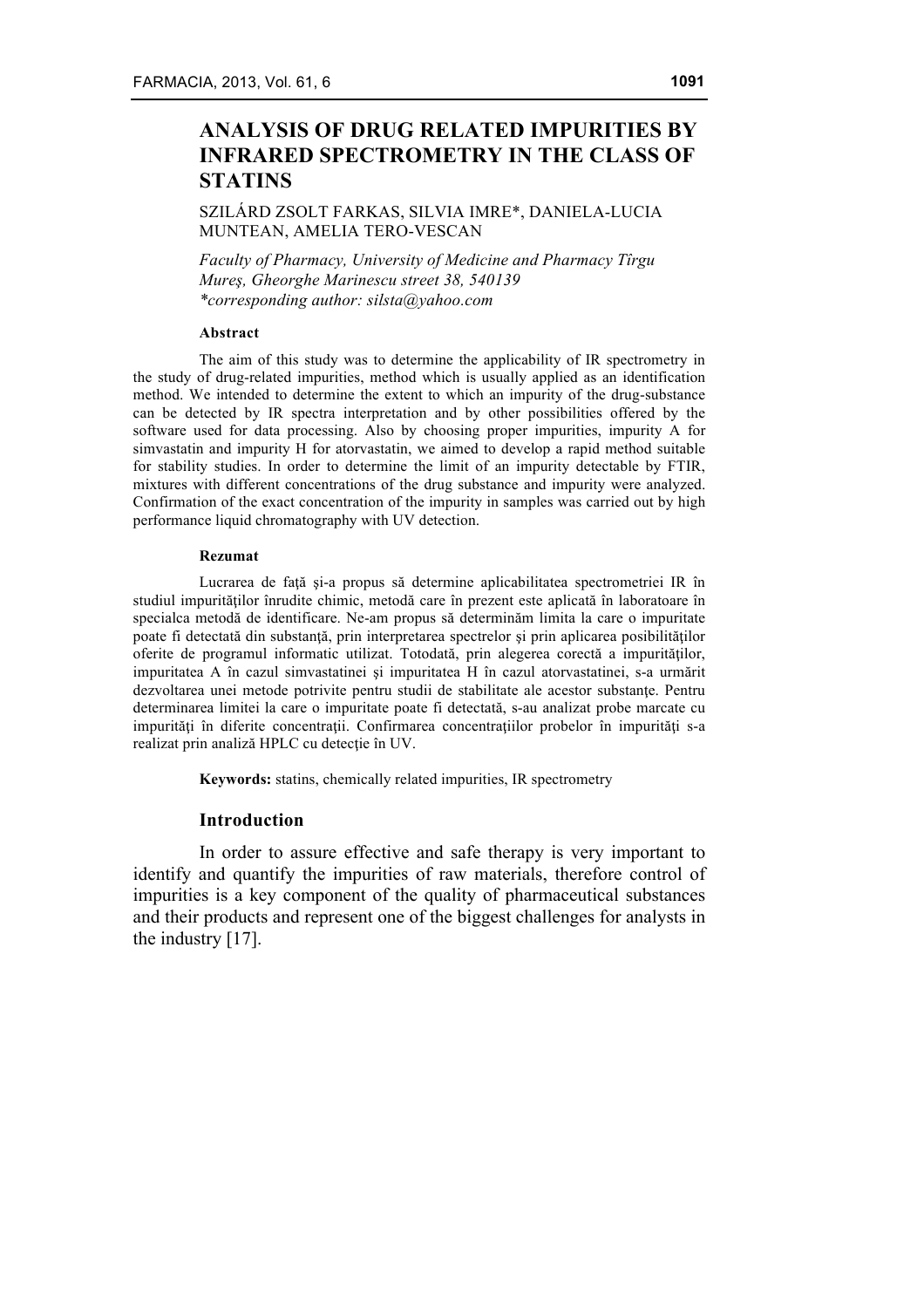# ANALYSIS OF DRUG RELATED IMPURITIES BY INFRARED SPECTROMETRY IN THE CLASS OF STATINS

SZILÁRD ZSOLT FARKAS, SILVIA IMRE*, DANIELA-LUCIA MUNTEAN, AMELIA TERO-VESCAN

*Faculty of Pharmacy, University of Medicine and Pharmacy Tîrgu Mureş, Gheorghe Marinescu street 38, 540139*
*\*corresponding author: silsta@yahoo.com*

#### Abstract

The aim of this study was to determine the applicability of IR spectrometry in the study of drug-related impurities, method which is usually applied as an identification method. We intended to determine the extent to which an impurity of the drug-substance can be detected by IR spectra interpretation and by other possibilities offered by the software used for data processing. Also by choosing proper impurities, impurity A for simvastatin and impurity H for atorvastatin, we aimed to develop a rapid method suitable for stability studies. In order to determine the limit of an impurity detectable by FTIR, mixtures with different concentrations of the drug substance and impurity were analyzed. Confirmation of the exact concentration of the impurity in samples was carried out by high performance liquid chromatography with UV detection.

#### Rezumat

Lucrarea de faţă şi-a propus să determine aplicabilitatea spectrometriei IR în studiul impurităţilor înrudite chimic, metodă care în prezent este aplicată în laboratoare în specialca metodă de identificare. Ne-am propus să determinăm limita la care o impuritate poate fi detectată din substanţă, prin interpretarea spectrelor şi prin aplicarea posibilităţilor oferite de programul informatic utilizat. Totodată, prin alegerea corectă a impurităţilor, impuritatea A în cazul simvastatinei şi impuritatea H în cazul atorvastatinei, s-a urmărit dezvoltarea unei metode potrivite pentru studii de stabilitate ale acestor substanţe. Pentru determinarea limitei la care o impuritate poate fi detectată, s-au analizat probe marcate cu impurităţi în diferite concentraţii. Confirmarea concentraţiilor probelor în impurităţi s-a realizat prin analiză HPLC cu detecţie în UV.

**Keywords:** statins, chemically related impurities, IR spectrometry

## Introduction

In order to assure effective and safe therapy is very important to identify and quantify the impurities of raw materials, therefore control of impurities is a key component of the quality of pharmaceutical substances and their products and represent one of the biggest challenges for analysts in the industry [17].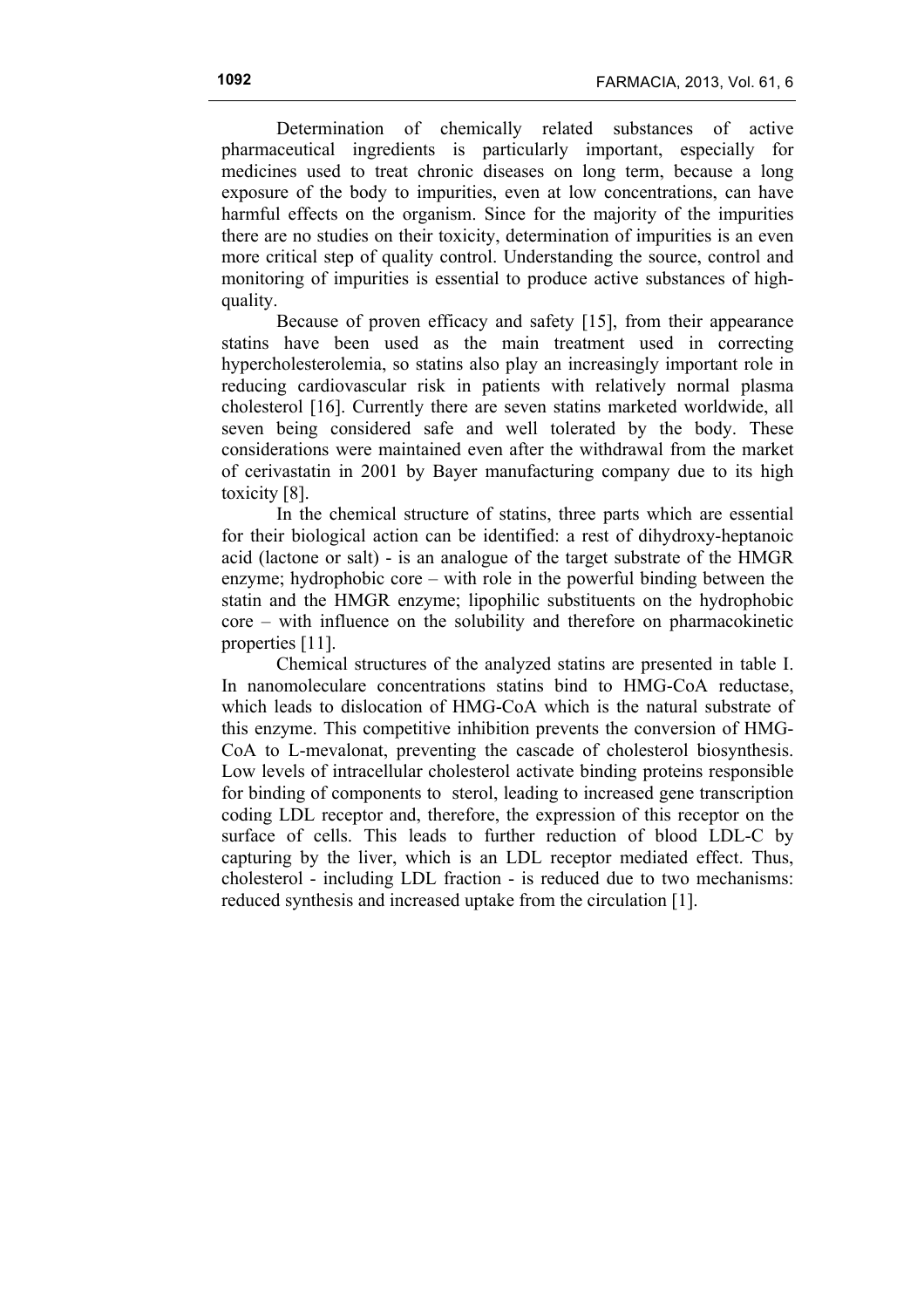Determination of chemically related substances of active pharmaceutical ingredients is particularly important, especially for medicines used to treat chronic diseases on long term, because a long exposure of the body to impurities, even at low concentrations, can have harmful effects on the organism. Since for the majority of the impurities there are no studies on their toxicity, determination of impurities is an even more critical step of quality control. Understanding the source, control and monitoring of impurities is essential to produce active substances of high-quality.

Because of proven efficacy and safety [15], from their appearance statins have been used as the main treatment used in correcting hypercholesterolemia, so statins also play an increasingly important role in reducing cardiovascular risk in patients with relatively normal plasma cholesterol [16]. Currently there are seven statins marketed worldwide, all seven being considered safe and well tolerated by the body. These considerations were maintained even after the withdrawal from the market of cerivastatin in 2001 by Bayer manufacturing company due to its high toxicity [8].

In the chemical structure of statins, three parts which are essential for their biological action can be identified: a rest of dihydroxy-heptanoic acid (lactone or salt) - is an analogue of the target substrate of the HMGR enzyme; hydrophobic core – with role in the powerful binding between the statin and the HMGR enzyme; lipophilic substituents on the hydrophobic core – with influence on the solubility and therefore on pharmacokinetic properties [11].

Chemical structures of the analyzed statins are presented in table I. In nanomoleculare concentrations statins bind to HMG-CoA reductase, which leads to dislocation of HMG-CoA which is the natural substrate of this enzyme. This competitive inhibition prevents the conversion of HMG-CoA to L-mevalonat, preventing the cascade of cholesterol biosynthesis. Low levels of intracellular cholesterol activate binding proteins responsible for binding of components to sterol, leading to increased gene transcription coding LDL receptor and, therefore, the expression of this receptor on the surface of cells. This leads to further reduction of blood LDL-C by capturing by the liver, which is an LDL receptor mediated effect. Thus, cholesterol - including LDL fraction - is reduced due to two mechanisms: reduced synthesis and increased uptake from the circulation [1].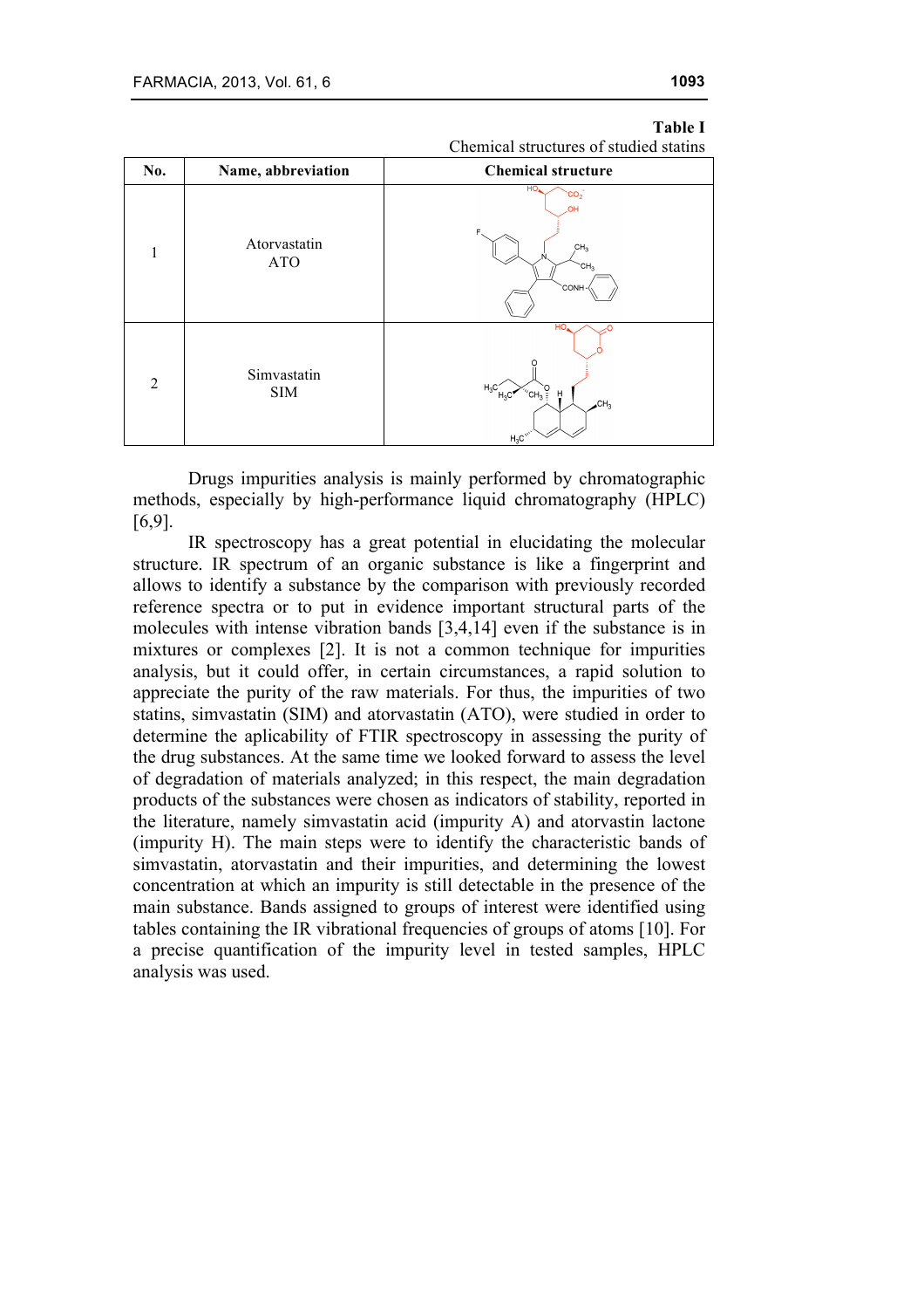**Table I**

Chemical structures of studied statins

| No. | Name, abbreviation | Chemical structure |
|---|---|---|
| 1 | Atorvastatin ATO | |
| 2 | Simvastatin SIM | |

Drugs impurities analysis is mainly performed by chromatographic methods, especially by high-performance liquid chromatography (HPLC) [6,9].

IR spectroscopy has a great potential in elucidating the molecular structure. IR spectrum of an organic substance is like a fingerprint and allows to identify a substance by the comparison with previously recorded reference spectra or to put in evidence important structural parts of the molecules with intense vibration bands [3,4,14] even if the substance is in mixtures or complexes [2]. It is not a common technique for impurities analysis, but it could offer, in certain circumstances, a rapid solution to appreciate the purity of the raw materials. For thus, the impurities of two statins, simvastatin (SIM) and atorvastatin (ATO), were studied in order to determine the aplicability of FTIR spectroscopy in assessing the purity of the drug substances. At the same time we looked forward to assess the level of degradation of materials analyzed; in this respect, the main degradation products of the substances were chosen as indicators of stability, reported in the literature, namely simvastatin acid (impurity A) and atorvastin lactone (impurity H). The main steps were to identify the characteristic bands of simvastatin, atorvastatin and their impurities, and determining the lowest concentration at which an impurity is still detectable in the presence of the main substance. Bands assigned to groups of interest were identified using tables containing the IR vibrational frequencies of groups of atoms [10]. For a precise quantification of the impurity level in tested samples, HPLC analysis was used.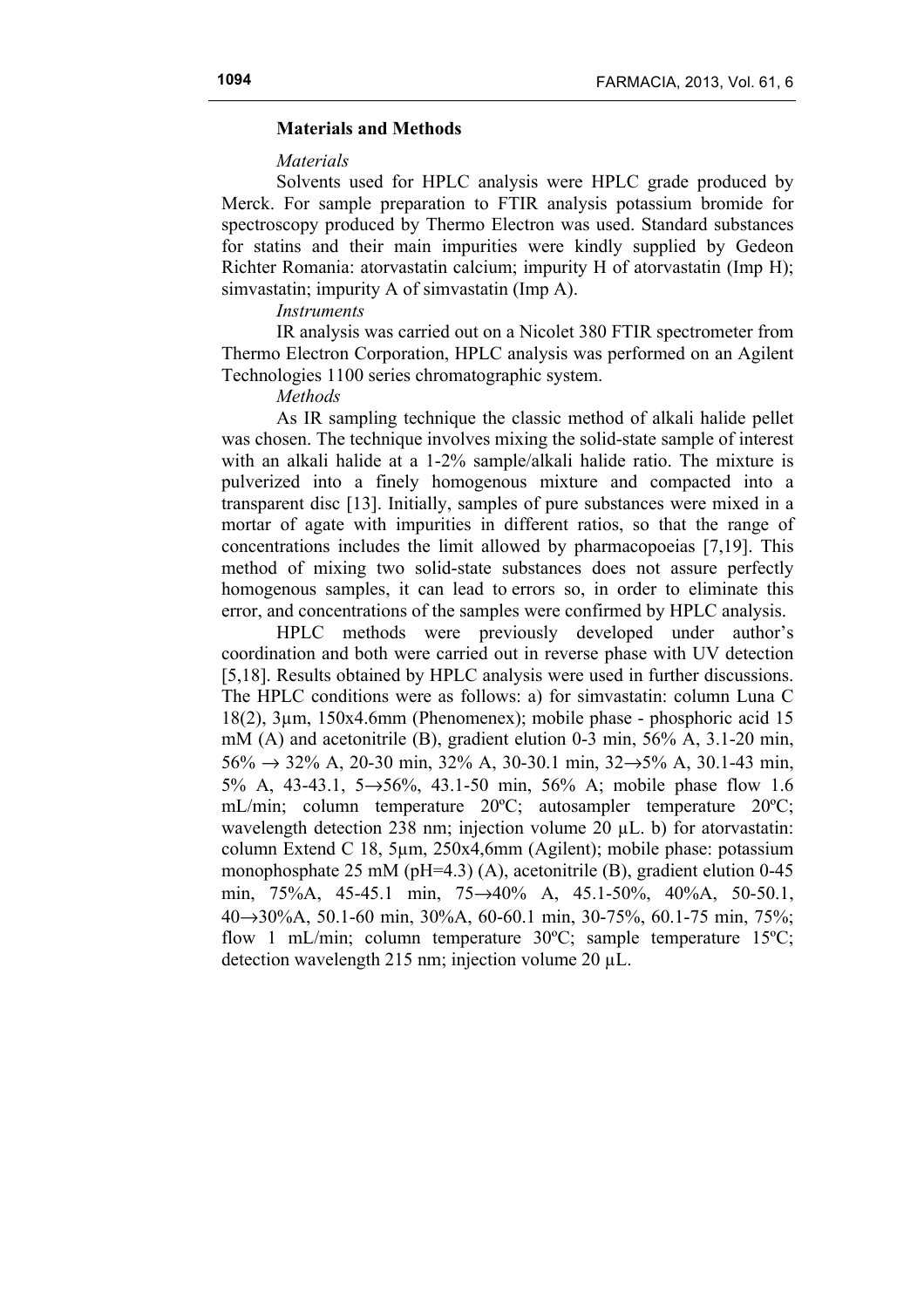## Materials and Methods

*Materials*

Solvents used for HPLC analysis were HPLC grade produced by Merck. For sample preparation to FTIR analysis potassium bromide for spectroscopy produced by Thermo Electron was used. Standard substances for statins and their main impurities were kindly supplied by Gedeon Richter Romania: atorvastatin calcium; impurity H of atorvastatin (Imp H); simvastatin; impurity A of simvastatin (Imp A).

*Instruments*

IR analysis was carried out on a Nicolet 380 FTIR spectrometer from Thermo Electron Corporation, HPLC analysis was performed on an Agilent Technologies 1100 series chromatographic system.

*Methods*

As IR sampling technique the classic method of alkali halide pellet was chosen. The technique involves mixing the solid-state sample of interest with an alkali halide at a 1-2% sample/alkali halide ratio. The mixture is pulverized into a finely homogenous mixture and compacted into a transparent disc [13]. Initially, samples of pure substances were mixed in a mortar of agate with impurities in different ratios, so that the range of concentrations includes the limit allowed by pharmacopoeias [7,19]. This method of mixing two solid-state substances does not assure perfectly homogenous samples, it can lead to errors so, in order to eliminate this error, and concentrations of the samples were confirmed by HPLC analysis.

HPLC methods were previously developed under author's coordination and both were carried out in reverse phase with UV detection [5,18]. Results obtained by HPLC analysis were used in further discussions. The HPLC conditions were as follows: a) for simvastatin: column Luna C 18(2), 3µm, 150x4.6mm (Phenomenex); mobile phase - phosphoric acid 15 mM (A) and acetonitrile (B), gradient elution 0-3 min, 56% A, 3.1-20 min, 56% → 32% A, 20-30 min, 32% A, 30-30.1 min, 32→5% A, 30.1-43 min, 5% A, 43-43.1, 5→56%, 43.1-50 min, 56% A; mobile phase flow 1.6 mL/min; column temperature 20ºC; autosampler temperature 20ºC; wavelength detection 238 nm; injection volume 20 µL. b) for atorvastatin: column Extend C 18, 5µm, 250x4,6mm (Agilent); mobile phase: potassium monophosphate 25 mM (pH=4.3) (A), acetonitrile (B), gradient elution 0-45 min, 75%A, 45-45.1 min, 75→40% A, 45.1-50%, 40%A, 50-50.1, 40→30%A, 50.1-60 min, 30%A, 60-60.1 min, 30-75%, 60.1-75 min, 75%; flow 1 mL/min; column temperature 30ºC; sample temperature 15ºC; detection wavelength 215 nm; injection volume 20 µL.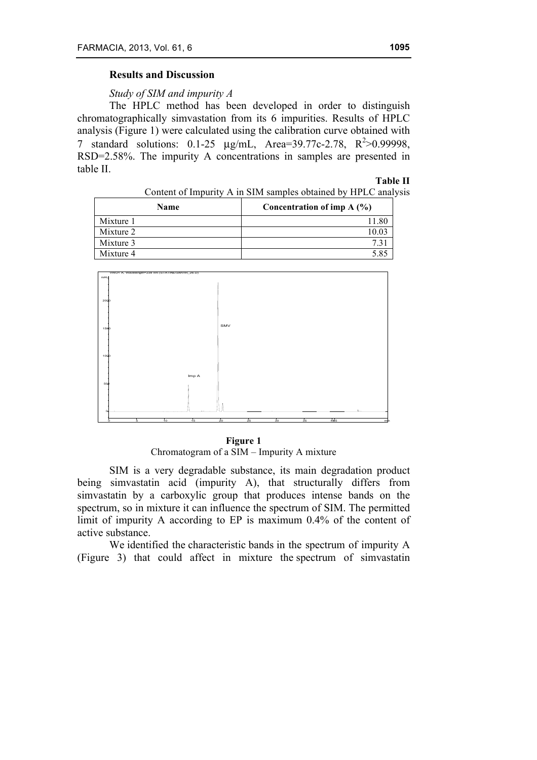## Results and Discussion

*Study of SIM and impurity A*

The HPLC method has been developed in order to distinguish chromatographically simvastation from its 6 impurities. Results of HPLC analysis (Figure 1) were calculated using the calibration curve obtained with 7 standard solutions: 0.1-25 μg/mL, Area=39.77c-2.78, $R^2$>0.99998, RSD=2.58%. The impurity A concentrations in samples are presented in table II.

**Table II**

Content of Impurity A in SIM samples obtained by HPLC analysis

| Name | Concentration of imp A (%) |
|---|---:|
| Mixture 1 | 11.80 |
| Mixture 2 | 10.03 |
| Mixture 3 | 7.31 |
| Mixture 4 | 5.85 |

**Figure 1**

Chromatogram of a SIM – Impurity A mixture

SIM is a very degradable substance, its main degradation product being simvastatin acid (impurity A), that structurally differs from simvastatin by a carboxylic group that produces intense bands on the spectrum, so in mixture it can influence the spectrum of SIM. The permitted limit of impurity A according to EP is maximum 0.4% of the content of active substance.

We identified the characteristic bands in the spectrum of impurity A (Figure 3) that could affect in mixture the spectrum of simvastatin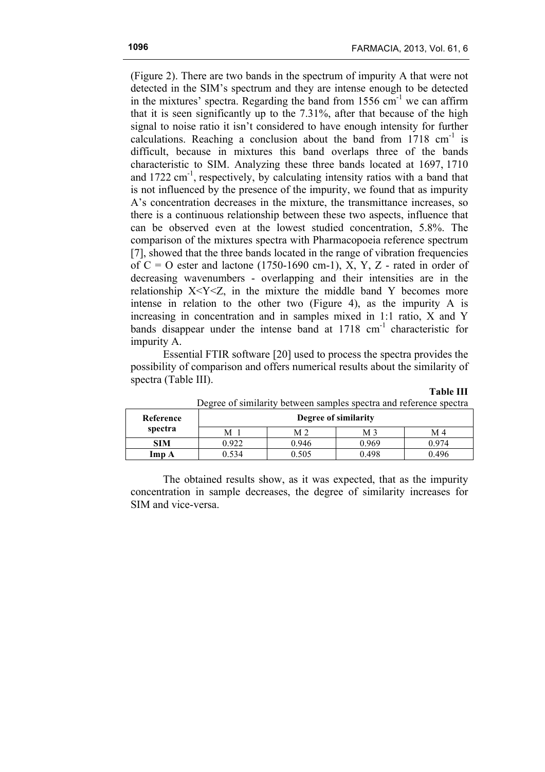(Figure 2). There are two bands in the spectrum of impurity A that were not detected in the SIM's spectrum and they are intense enough to be detected in the mixtures' spectra. Regarding the band from 1556 $cm^{-1}$ we can affirm that it is seen significantly up to the 7.31%, after that because of the high signal to noise ratio it isn't considered to have enough intensity for further calculations. Reaching a conclusion about the band from 1718 $cm^{-1}$ is difficult, because in mixtures this band overlaps three of the bands characteristic to SIM. Analyzing these three bands located at 1697, 1710 and 1722 $cm^{-1}$, respectively, by calculating intensity ratios with a band that is not influenced by the presence of the impurity, we found that as impurity A's concentration decreases in the mixture, the transmittance increases, so there is a continuous relationship between these two aspects, influence that can be observed even at the lowest studied concentration, 5.8%. The comparison of the mixtures spectra with Pharmacopoeia reference spectrum [7], showed that the three bands located in the range of vibration frequencies of C = O ester and lactone (1750-1690 cm-1), X, Y, Z - rated in order of decreasing wavenumbers - overlapping and their intensities are in the relationship X<Y<Z, in the mixture the middle band Y becomes more intense in relation to the other two (Figure 4), as the impurity A is increasing in concentration and in samples mixed in 1:1 ratio, X and Y bands disappear under the intense band at 1718 $cm^{-1}$ characteristic for impurity A.

Essential FTIR software [20] used to process the spectra provides the possibility of comparison and offers numerical results about the similarity of spectra (Table III).

**Table III**

Degree of similarity between samples spectra and reference spectra

| Reference spectra | Degree of similarity | | | |
|---|---|---|---|---|
| | M 1 | M 2 | M 3 | M 4 |
| **SIM** | 0.922 | 0.946 | 0.969 | 0.974 |
| **Imp A** | 0.534 | 0.505 | 0.498 | 0.496 |

The obtained results show, as it was expected, that as the impurity concentration in sample decreases, the degree of similarity increases for SIM and vice-versa.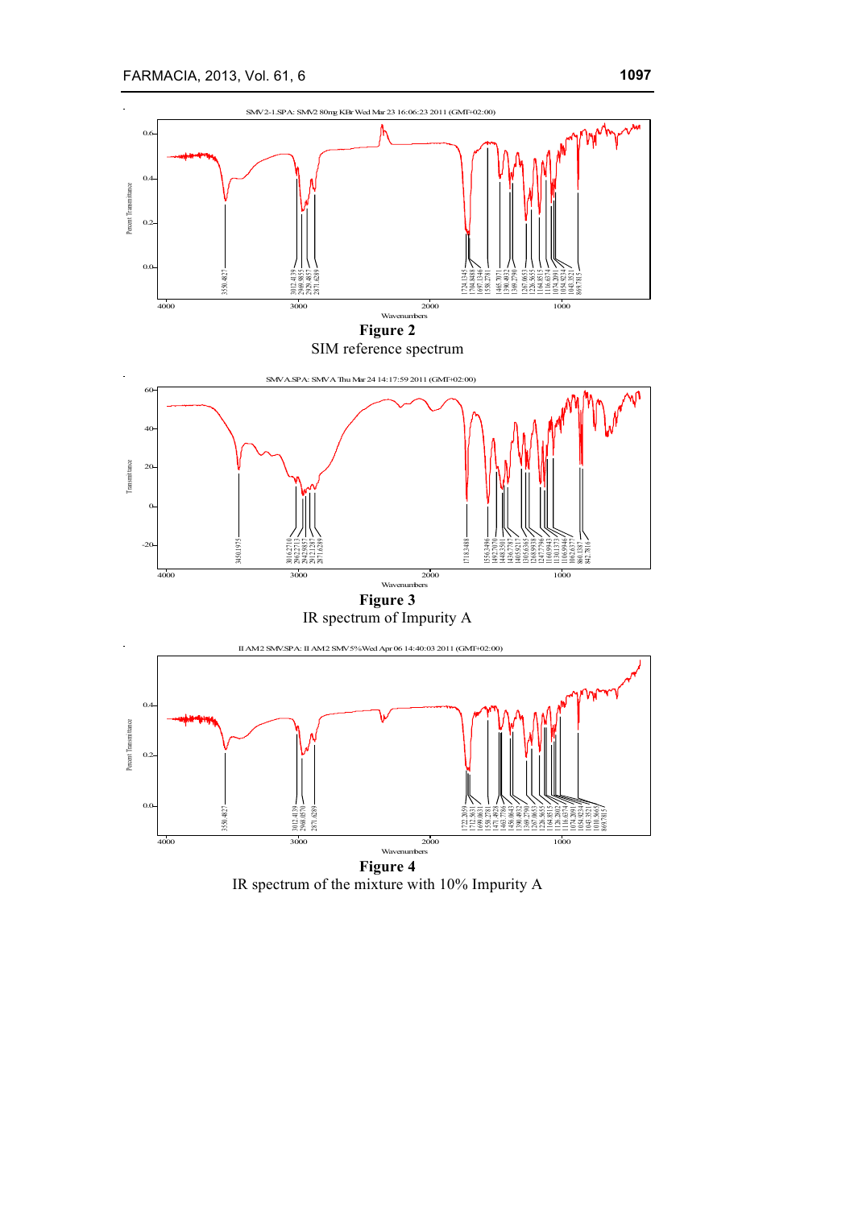**Figure 2**

SIM reference spectrum

**Figure 3**

IR spectrum of Impurity A

**Figure 4**

IR spectrum of the mixture with 10% Impurity A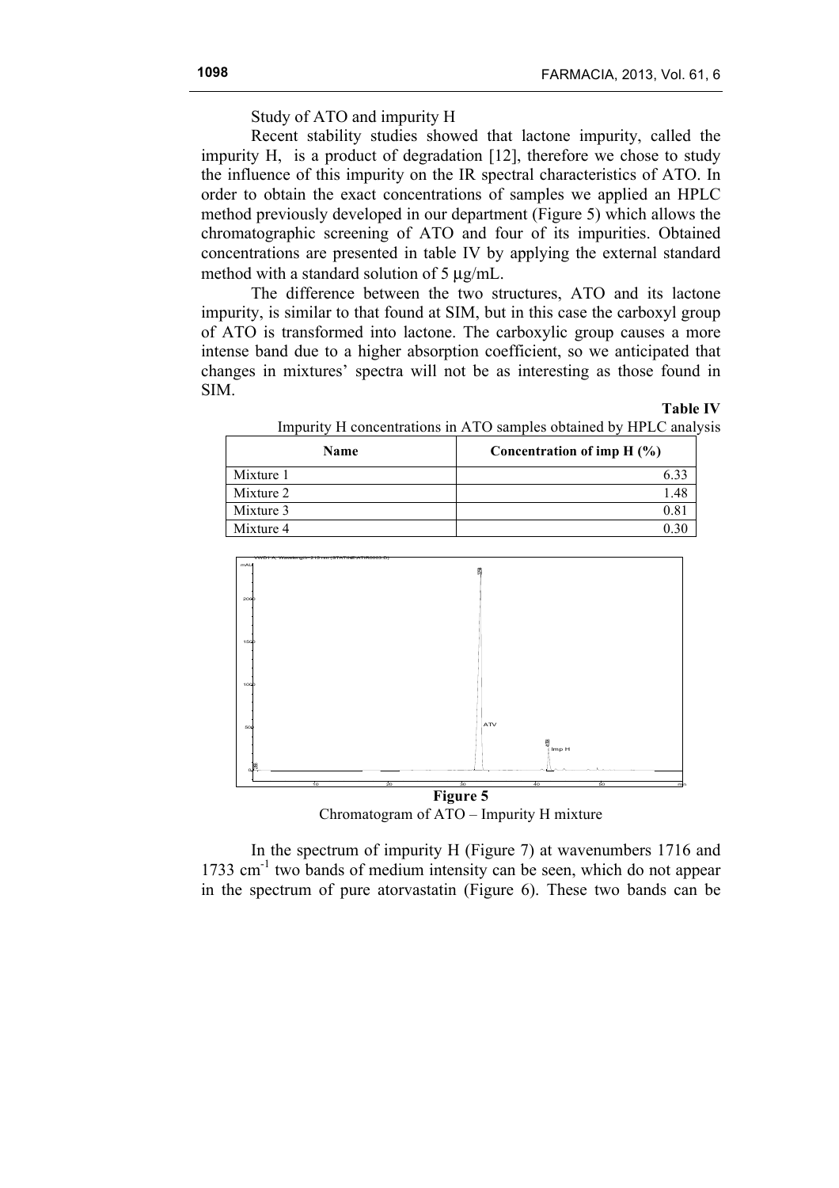Study of ATO and impurity H

Recent stability studies showed that lactone impurity, called the impurity H, is a product of degradation [12], therefore we chose to study the influence of this impurity on the IR spectral characteristics of ATO. In order to obtain the exact concentrations of samples we applied an HPLC method previously developed in our department (Figure 5) which allows the chromatographic screening of ATO and four of its impurities. Obtained concentrations are presented in table IV by applying the external standard method with a standard solution of 5 μg/mL.

The difference between the two structures, ATO and its lactone impurity, is similar to that found at SIM, but in this case the carboxyl group of ATO is transformed into lactone. The carboxylic group causes a more intense band due to a higher absorption coefficient, so we anticipated that changes in mixtures' spectra will not be as interesting as those found in SIM.

**Table IV**

Impurity H concentrations in ATO samples obtained by HPLC analysis

| Name | Concentration of imp H (%) |
|---|---|
| Mixture 1 | 6.33 |
| Mixture 2 | 1.48 |
| Mixture 3 | 0.81 |
| Mixture 4 | 0.30 |

**Figure 5**

Chromatogram of ATO – Impurity H mixture

In the spectrum of impurity H (Figure 7) at wavenumbers 1716 and 1733 $cm^{-1}$ two bands of medium intensity can be seen, which do not appear in the spectrum of pure atorvastatin (Figure 6). These two bands can be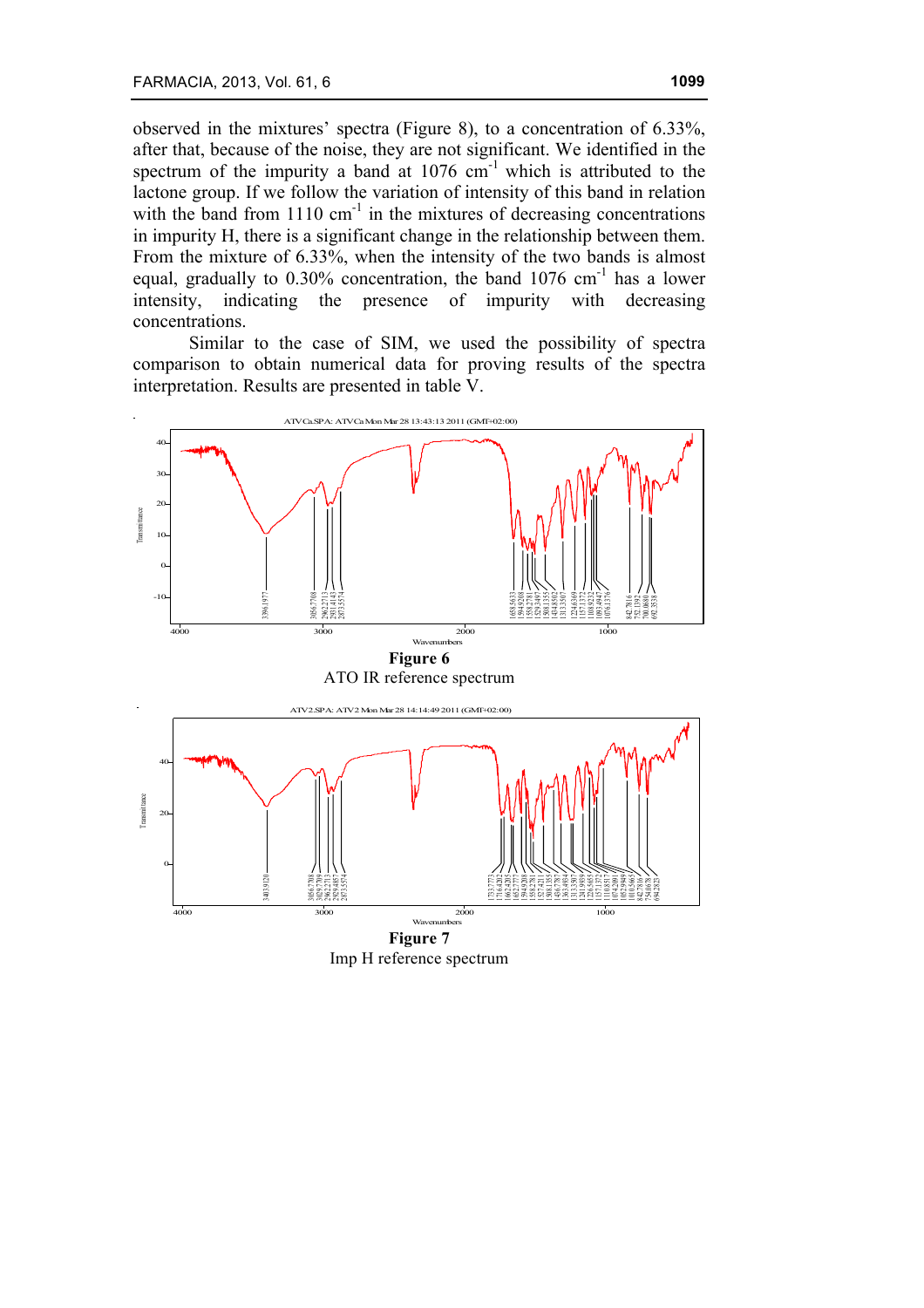observed in the mixtures' spectra (Figure 8), to a concentration of 6.33%, after that, because of the noise, they are not significant. We identified in the spectrum of the impurity a band at 1076 $cm^{-1}$ which is attributed to the lactone group. If we follow the variation of intensity of this band in relation with the band from 1110 $cm^{-1}$ in the mixtures of decreasing concentrations in impurity H, there is a significant change in the relationship between them. From the mixture of 6.33%, when the intensity of the two bands is almost equal, gradually to 0.30% concentration, the band 1076 $cm^{-1}$ has a lower intensity, indicating the presence of impurity with decreasing concentrations.

Similar to the case of SIM, we used the possibility of spectra comparison to obtain numerical data for proving results of the spectra interpretation. Results are presented in table V.

**Figure 6**
ATO IR reference spectrum

**Figure 7**
Imp H reference spectrum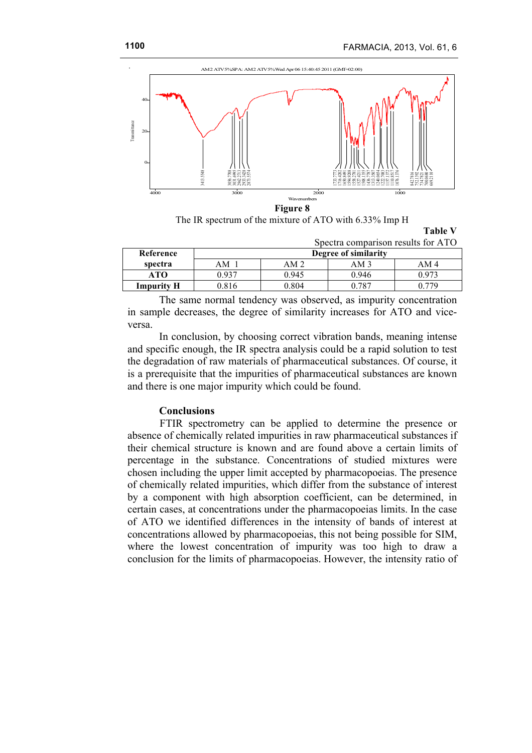**Figure 8**

The IR spectrum of the mixture of ATO with 6.33% Imp H

**Table V**

Spectra comparison results for ATO

| Reference spectra | Degree of similarity | | | |
|---|---|---|---|---|
| | AM 1 | AM 2 | AM 3 | AM 4 |
| **ATO** | 0.937 | 0.945 | 0.946 | 0.973 |
| **Impurity H** | 0.816 | 0.804 | 0.787 | 0.779 |

The same normal tendency was observed, as impurity concentration in sample decreases, the degree of similarity increases for ATO and vice-versa.

In conclusion, by choosing correct vibration bands, meaning intense and specific enough, the IR spectra analysis could be a rapid solution to test the degradation of raw materials of pharmaceutical substances. Of course, it is a prerequisite that the impurities of pharmaceutical substances are known and there is one major impurity which could be found.

## Conclusions

FTIR spectrometry can be applied to determine the presence or absence of chemically related impurities in raw pharmaceutical substances if their chemical structure is known and are found above a certain limits of percentage in the substance. Concentrations of studied mixtures were chosen including the upper limit accepted by pharmacopoeias. The presence of chemically related impurities, which differ from the substance of interest by a component with high absorption coefficient, can be determined, in certain cases, at concentrations under the pharmacopoeias limits. In the case of ATO we identified differences in the intensity of bands of interest at concentrations allowed by pharmacopoeias, this not being possible for SIM, where the lowest concentration of impurity was too high to draw a conclusion for the limits of pharmacopoeias. However, the intensity ratio of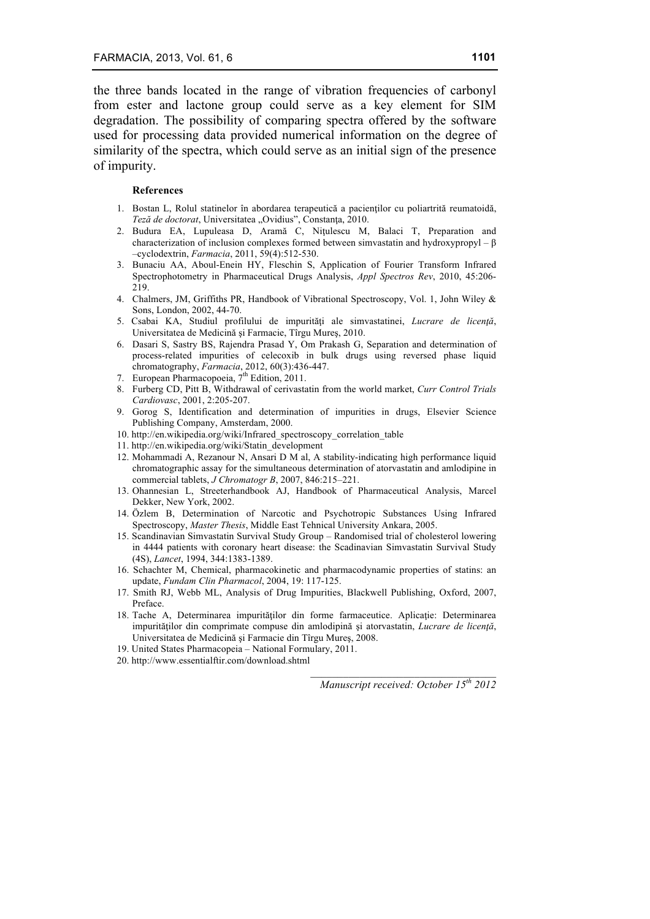the three bands located in the range of vibration frequencies of carbonyl from ester and lactone group could serve as a key element for SIM degradation. The possibility of comparing spectra offered by the software used for processing data provided numerical information on the degree of similarity of the spectra, which could serve as an initial sign of the presence of impurity.

**References**

1. Bostan L, Rolul statinelor în abordarea terapeutică a pacienţilor cu poliartrită reumatoidă, *Teză de doctorat*, Universitatea „Ovidius", Constanţa, 2010.
2. Budura EA, Lupuleasa D, Aramă C, Niţulescu M, Balaci T, Preparation and characterization of inclusion complexes formed between simvastatin and hydroxypropyl – β –cyclodextrin, *Farmacia*, 2011, 59(4):512-530.
3. Bunaciu AA, Aboul-Enein HY, Fleschin S, Application of Fourier Transform Infrared Spectrophotometry in Pharmaceutical Drugs Analysis, *Appl Spectros Rev*, 2010, 45:206-219.
4. Chalmers, JM, Griffiths PR, Handbook of Vibrational Spectroscopy, Vol. 1, John Wiley & Sons, London, 2002, 44-70.
5. Csabai KA, Studiul profilului de impurităţi ale simvastatinei, *Lucrare de licenţă*, Universitatea de Medicină şi Farmacie, Tîrgu Mureş, 2010.
6. Dasari S, Sastry BS, Rajendra Prasad Y, Om Prakash G, Separation and determination of process-related impurities of celecoxib in bulk drugs using reversed phase liquid chromatography, *Farmacia*, 2012, 60(3):436-447.
7. European Pharmacopoeia, 7th Edition, 2011.
8. Furberg CD, Pitt B, Withdrawal of cerivastatin from the world market, *Curr Control Trials Cardiovasc*, 2001, 2:205-207.
9. Gorog S, Identification and determination of impurities in drugs, Elsevier Science Publishing Company, Amsterdam, 2000.
10. http://en.wikipedia.org/wiki/Infrared_spectroscopy_correlation_table
11. http://en.wikipedia.org/wiki/Statin_development
12. Mohammadi A, Rezanour N, Ansari D M al, A stability-indicating high performance liquid chromatographic assay for the simultaneous determination of atorvastatin and amlodipine in commercial tablets, *J Chromatogr B*, 2007, 846:215–221.
13. Ohannesian L, Streeterhandbook AJ, Handbook of Pharmaceutical Analysis, Marcel Dekker, New York, 2002.
14. Özlem B, Determination of Narcotic and Psychotropic Substances Using Infrared Spectroscopy, *Master Thesis*, Middle East Tehnical University Ankara, 2005.
15. Scandinavian Simvastatin Survival Study Group – Randomised trial of cholesterol lowering in 4444 patients with coronary heart disease: the Scadinavian Simvastatin Survival Study (4S), *Lancet*, 1994, 344:1383-1389.
16. Schachter M, Chemical, pharmacokinetic and pharmacodynamic properties of statins: an update, *Fundam Clin Pharmacol*, 2004, 19: 117-125.
17. Smith RJ, Webb ML, Analysis of Drug Impurities, Blackwell Publishing, Oxford, 2007, Preface.
18. Tache A, Determinarea impurităţilor din forme farmaceutice. Aplicaţie: Determinarea impurităţilor din comprimate compuse din amlodipină şi atorvastatin, *Lucrare de licenţă*, Universitatea de Medicină şi Farmacie din Tîrgu Mureş, 2008.
19. United States Pharmacopeia – National Formulary, 2011.
20. http://www.essentialftir.com/download.shtml

*Manuscript received: October 15th 2012*